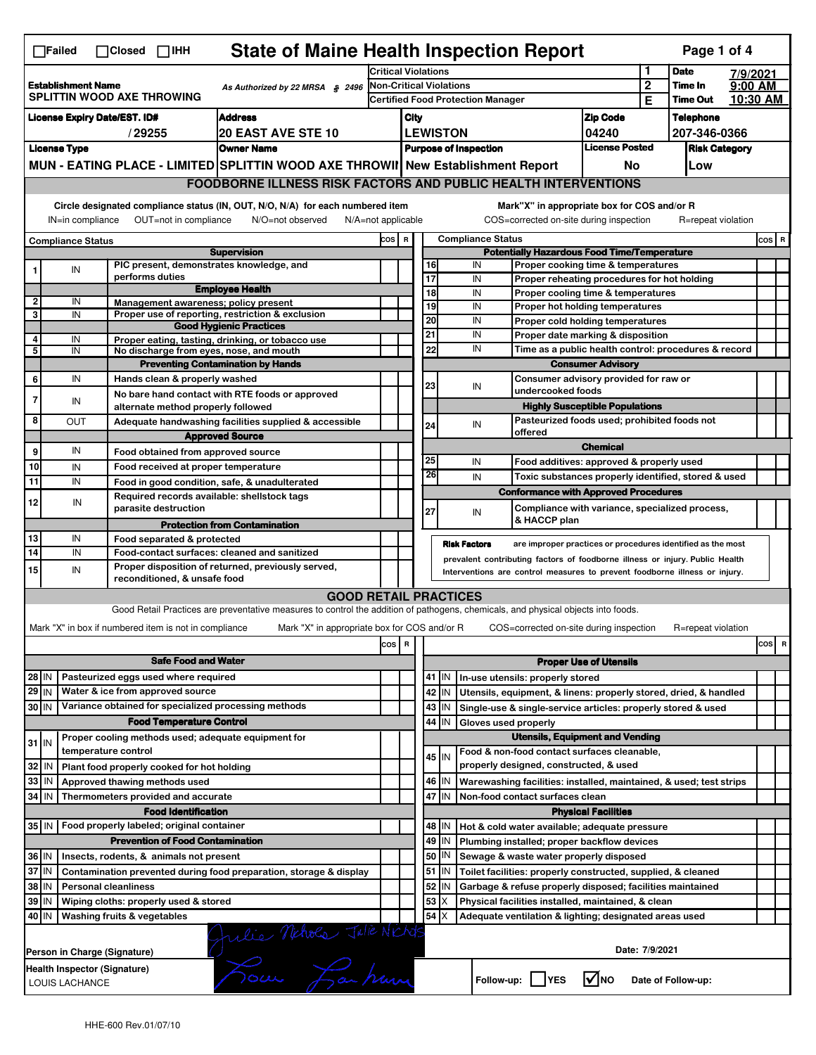# State of Maine Health Inspection Report

☐Failed ☐Closed ☐IHH

| Establishment Name | As Authorized by 22 MRSA § 2496 | Critical Violations | 1 | Date | 7/9/2021 |
|---|---|---|---|---|---|
| SPLITTIN WOOD AXE THROWING | | Non-Critical Violations | 2 | Time In | 9:00 AM |
| | | Certified Food Protection Manager | E | Time Out | 10:30 AM |

| License Expiry Date/EST. ID# | Address | City | Zip Code | Telephone |
|---|---|---|---|---|
| / 29255 | 20 EAST AVE STE 10 | LEWISTON | 04240 | 207-346-0366 |

| License Type | Owner Name | Purpose of Inspection | License Posted | Risk Category |
|---|---|---|---|---|
| MUN - EATING PLACE - LIMITED | SPLITTIN WOOD AXE THROWII | New Establishment Report | No | Low |

## FOODBORNE ILLNESS RISK FACTORS AND PUBLIC HEALTH INTERVENTIONS

Circle designated compliance status (IN, OUT, N/O, N/A) for each numbered item — IN=in compliance, OUT=not in compliance, N/O=not observed, N/A=not applicable

Mark "X" in appropriate box for COS and/or R — COS=corrected on-site during inspection, R=repeat violation

| # | Compliance Status | Item | COS | R |
|---|---|---|---|---|
| | | **Supervision** | | |
| 1 | IN | PIC present, demonstrates knowledge, and performs duties | | |
| | | **Employee Health** | | |
| 2 | IN | Management awareness; policy present | | |
| 3 | IN | Proper use of reporting, restriction & exclusion | | |
| | | **Good Hygienic Practices** | | |
| 4 | IN | Proper eating, tasting, drinking, or tobacco use | | |
| 5 | IN | No discharge from eyes, nose, and mouth | | |
| | | **Preventing Contamination by Hands** | | |
| 6 | IN | Hands clean & properly washed | | |
| 7 | IN | No bare hand contact with RTE foods or approved alternate method properly followed | | |
| 8 | OUT | Adequate handwashing facilities supplied & accessible | | |
| | | **Approved Source** | | |
| 9 | IN | Food obtained from approved source | | |
| 10 | IN | Food received at proper temperature | | |
| 11 | IN | Food in good condition, safe, & unadulterated | | |
| 12 | IN | Required records available: shellstock tags parasite destruction | | |
| | | **Protection from Contamination** | | |
| 13 | IN | Food separated & protected | | |
| 14 | IN | Food-contact surfaces: cleaned and sanitized | | |
| 15 | IN | Proper disposition of returned, previously served, reconditioned, & unsafe food | | |
| | | **Potentially Hazardous Food Time/Temperature** | | |
| 16 | IN | Proper cooking time & temperatures | | |
| 17 | IN | Proper reheating procedures for hot holding | | |
| 18 | IN | Proper cooling time & temperatures | | |
| 19 | IN | Proper hot holding temperatures | | |
| 20 | IN | Proper cold holding temperatures | | |
| 21 | IN | Proper date marking & disposition | | |
| 22 | IN | Time as a public health control: procedures & record | | |
| | | **Consumer Advisory** | | |
| 23 | IN | Consumer advisory provided for raw or undercooked foods | | |
| | | **Highly Susceptible Populations** | | |
| 24 | IN | Pasteurized foods used; prohibited foods not offered | | |
| | | **Chemical** | | |
| 25 | IN | Food additives: approved & properly used | | |
| 26 | IN | Toxic substances properly identified, stored & used | | |
| | | **Conformance with Approved Procedures** | | |
| 27 | IN | Compliance with variance, specialized process, & HACCP plan | | |

**Risk Factors** are improper practices or procedures identified as the most prevalent contributing factors of foodborne illness or injury. Public Health Interventions are control measures to prevent foodborne illness or injury.

## GOOD RETAIL PRACTICES

Good Retail Practices are preventative measures to control the addition of pathogens, chemicals, and physical objects into foods.

Mark "X" in box if numbered item is not in compliance — Mark "X" in appropriate box for COS and/or R — COS=corrected on-site during inspection — R=repeat violation

| # | Status | Item | COS | R |
|---|---|---|---|---|
| | | **Safe Food and Water** | | |
| 28 | IN | Pasteurized eggs used where required | | |
| 29 | IN | Water & ice from approved source | | |
| 30 | IN | Variance obtained for specialized processing methods | | |
| | | **Food Temperature Control** | | |
| 31 | IN | Proper cooling methods used; adequate equipment for temperature control | | |
| 32 | IN | Plant food properly cooked for hot holding | | |
| 33 | IN | Approved thawing methods used | | |
| 34 | IN | Thermometers provided and accurate | | |
| | | **Food Identification** | | |
| 35 | IN | Food properly labeled; original container | | |
| | | **Prevention of Food Contamination** | | |
| 36 | IN | Insects, rodents, & animals not present | | |
| 37 | IN | Contamination prevented during food preparation, storage & display | | |
| 38 | IN | Personal cleanliness | | |
| 39 | IN | Wiping cloths: properly used & stored | | |
| 40 | IN | Washing fruits & vegetables | | |
| | | **Proper Use of Utensils** | | |
| 41 | IN | In-use utensils: properly stored | | |
| 42 | IN | Utensils, equipment, & linens: properly stored, dried, & handled | | |
| 43 | IN | Single-use & single-service articles: properly stored & used | | |
| 44 | IN | Gloves used properly | | |
| | | **Utensils, Equipment and Vending** | | |
| 45 | IN | Food & non-food contact surfaces cleanable, properly designed, constructed, & used | | |
| 46 | IN | Warewashing facilities: installed, maintained, & used; test strips | | |
| 47 | IN | Non-food contact surfaces clean | | |
| | | **Physical Facilities** | | |
| 48 | IN | Hot & cold water available; adequate pressure | | |
| 49 | IN | Plumbing installed; proper backflow devices | | |
| 50 | IN | Sewage & waste water properly disposed | | |
| 51 | IN | Toilet facilities: properly constructed, supplied, & cleaned | | |
| 52 | IN | Garbage & refuse properly disposed; facilities maintained | | |
| 53 | X | Physical facilities installed, maintained, & clean | | |
| 54 | X | Adequate ventilation & lighting; designated areas used | | |

Person in Charge (Signature): Julie Nichols Julie Nichols

Date: 7/9/2021

Health Inspector (Signature): LOUIS LACHANCE

Follow-up: ☐ YES ☑ NO — Date of Follow-up:

HHE-600 Rev.01/07/10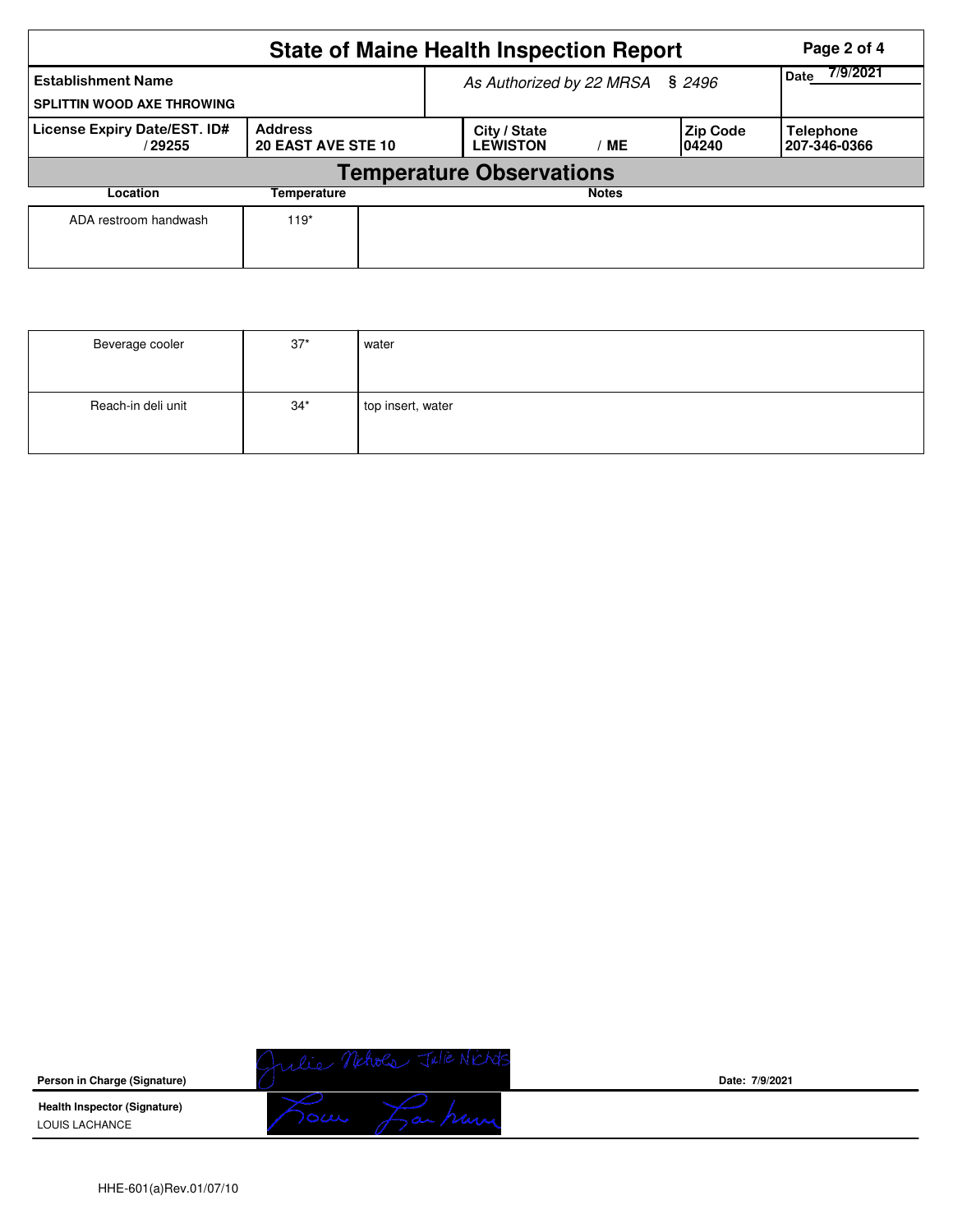# State of Maine Health Inspection Report

| Establishment Name | *As Authorized by 22 MRSA § 2496* | Date 7/9/2021 |
| --- | --- | --- |
| SPLITTIN WOOD AXE THROWING | | |

| License Expiry Date/EST. ID# | Address | City / State | Zip Code | Telephone |
| --- | --- | --- | --- | --- |
| / 29255 | 20 EAST AVE STE 10 | LEWISTON / ME | 04240 | 207-346-0366 |

## Temperature Observations

| Location | Temperature | Notes |
| --- | --- | --- |
| ADA restroom handwash | 119* | |
| Beverage cooler | 37* | water |
| Reach-in deli unit | 34* | top insert, water |

**Person in Charge (Signature)** Julie Nichols Julie Nichols

**Date:** 7/9/2021

**Health Inspector (Signature)**
LOUIS LACHANCE

HHE-601(a)Rev.01/07/10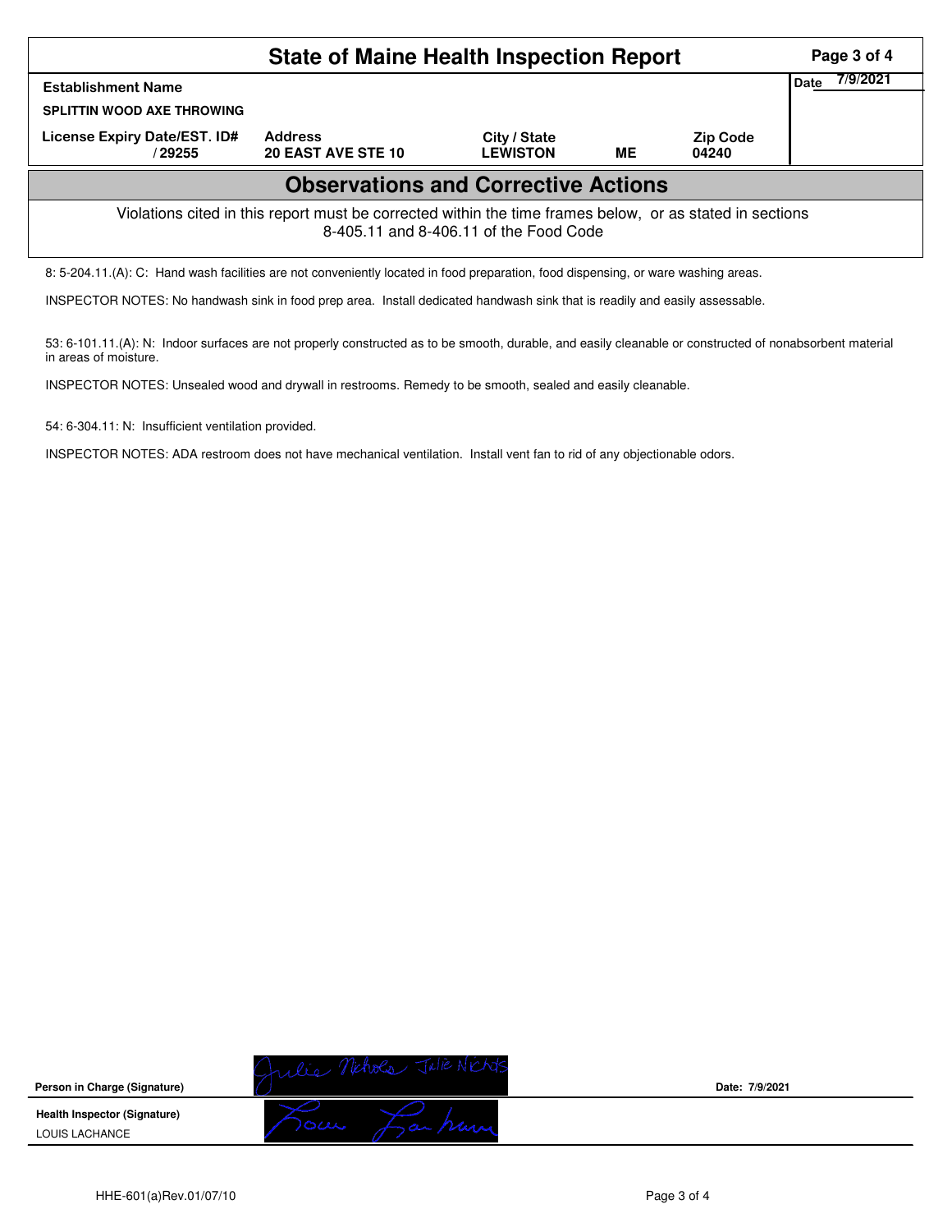# State of Maine Health Inspection Report

| Establishment Name | | | | | Date 7/9/2021 |
|---|---|---|---|---|---|
| SPLITTIN WOOD AXE THROWING | | | | | |
| License Expiry Date/EST. ID# | Address | City / State | | Zip Code | |
| / 29255 | 20 EAST AVE STE 10 | LEWISTON | ME | 04240 | |

## Observations and Corrective Actions

Violations cited in this report must be corrected within the time frames below, or as stated in sections 8-405.11 and 8-406.11 of the Food Code

8: 5-204.11.(A): C: Hand wash facilities are not conveniently located in food preparation, food dispensing, or ware washing areas.

INSPECTOR NOTES: No handwash sink in food prep area. Install dedicated handwash sink that is readily and easily assessable.

53: 6-101.11.(A): N: Indoor surfaces are not properly constructed as to be smooth, durable, and easily cleanable or constructed of nonabsorbent material in areas of moisture.

INSPECTOR NOTES: Unsealed wood and drywall in restrooms. Remedy to be smooth, sealed and easily cleanable.

54: 6-304.11: N: Insufficient ventilation provided.

INSPECTOR NOTES: ADA restroom does not have mechanical ventilation. Install vent fan to rid of any objectionable odors.

**Person in Charge (Signature)** Julie Nichols Julie Nichols **Date: 7/9/2021**

**Health Inspector (Signature)** Louis Lachance

LOUIS LACHANCE

HHE-601(a)Rev.01/07/10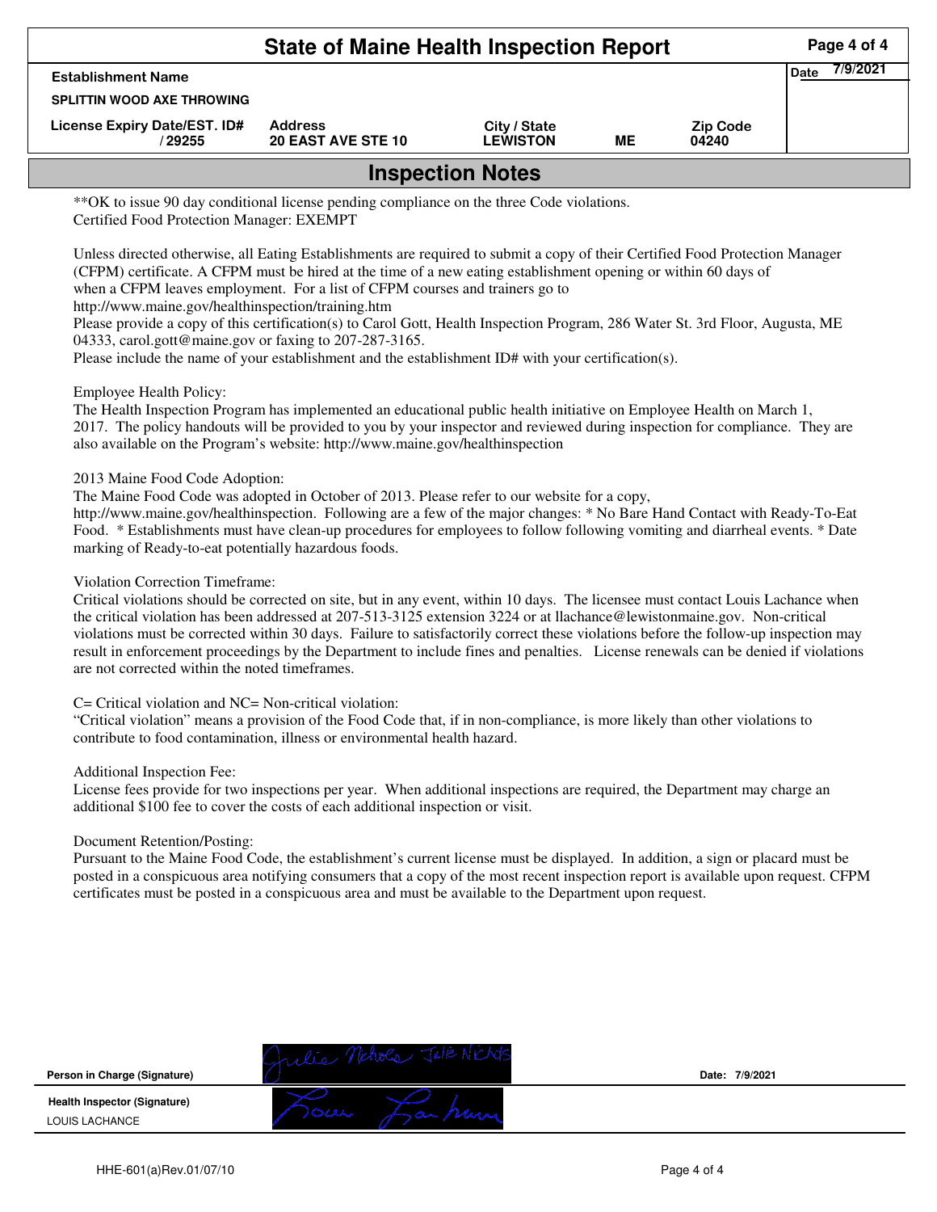# State of Maine Health Inspection Report

| Establishment Name | | | | | Date 7/9/2021 |
|---|---|---|---|---|---|
| SPLITTIN WOOD AXE THROWING | | | | | |
| License Expiry Date/EST. ID# | Address | City / State | | Zip Code | |
| / 29255 | 20 EAST AVE STE 10 | LEWISTON | ME | 04240 | |

## Inspection Notes

**OK to issue 90 day conditional license pending compliance on the three Code violations.
Certified Food Protection Manager: EXEMPT

Unless directed otherwise, all Eating Establishments are required to submit a copy of their Certified Food Protection Manager (CFPM) certificate. A CFPM must be hired at the time of a new eating establishment opening or within 60 days of when a CFPM leaves employment. For a list of CFPM courses and trainers go to http://www.maine.gov/healthinspection/training.htm
Please provide a copy of this certification(s) to Carol Gott, Health Inspection Program, 286 Water St. 3rd Floor, Augusta, ME 04333, carol.gott@maine.gov or faxing to 207-287-3165.
Please include the name of your establishment and the establishment ID# with your certification(s).

Employee Health Policy:
The Health Inspection Program has implemented an educational public health initiative on Employee Health on March 1, 2017. The policy handouts will be provided to you by your inspector and reviewed during inspection for compliance. They are also available on the Program's website: http://www.maine.gov/healthinspection

2013 Maine Food Code Adoption:
The Maine Food Code was adopted in October of 2013. Please refer to our website for a copy, http://www.maine.gov/healthinspection. Following are a few of the major changes: * No Bare Hand Contact with Ready-To-Eat Food. * Establishments must have clean-up procedures for employees to follow following vomiting and diarrheal events. * Date marking of Ready-to-eat potentially hazardous foods.

Violation Correction Timeframe:
Critical violations should be corrected on site, but in any event, within 10 days. The licensee must contact Louis Lachance when the critical violation has been addressed at 207-513-3125 extension 3224 or at llachance@lewistonmaine.gov. Non-critical violations must be corrected within 30 days. Failure to satisfactorily correct these violations before the follow-up inspection may result in enforcement proceedings by the Department to include fines and penalties. License renewals can be denied if violations are not corrected within the noted timeframes.

C= Critical violation and NC= Non-critical violation:
"Critical violation" means a provision of the Food Code that, if in non-compliance, is more likely than other violations to contribute to food contamination, illness or environmental health hazard.

Additional Inspection Fee:
License fees provide for two inspections per year. When additional inspections are required, the Department may charge an additional $100 fee to cover the costs of each additional inspection or visit.

Document Retention/Posting:
Pursuant to the Maine Food Code, the establishment's current license must be displayed. In addition, a sign or placard must be posted in a conspicuous area notifying consumers that a copy of the most recent inspection report is available upon request. CFPM certificates must be posted in a conspicuous area and must be available to the Department upon request.

| | | |
|---|---|---|
| Person in Charge (Signature) | Julie Nichols Julie Nichols | Date: 7/9/2021 |
| Health Inspector (Signature) LOUIS LACHANCE | Louis Lachance | |

HHE-601(a)Rev.01/07/10